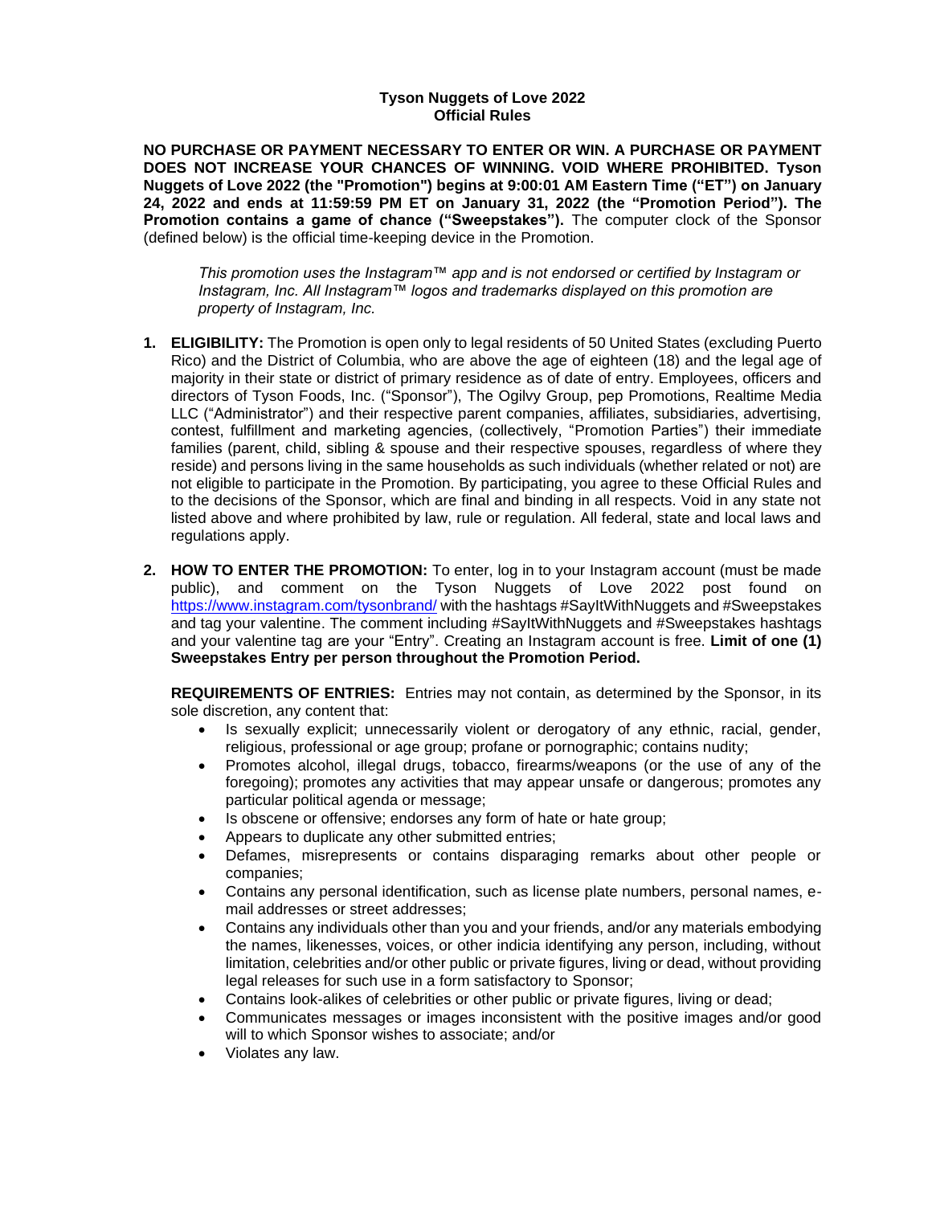# Tyson Nuggets of Love 2022
## Official Rules

**NO PURCHASE OR PAYMENT NECESSARY TO ENTER OR WIN. A PURCHASE OR PAYMENT DOES NOT INCREASE YOUR CHANCES OF WINNING. VOID WHERE PROHIBITED. Tyson Nuggets of Love 2022 (the "Promotion") begins at 9:00:01 AM Eastern Time ("ET") on January 24, 2022 and ends at 11:59:59 PM ET on January 31, 2022 (the "Promotion Period"). The Promotion contains a game of chance ("Sweepstakes").** The computer clock of the Sponsor (defined below) is the official time-keeping device in the Promotion.

> *This promotion uses the Instagram™ app and is not endorsed or certified by Instagram or Instagram, Inc. All Instagram™ logos and trademarks displayed on this promotion are property of Instagram, Inc.*

1. **ELIGIBILITY:** The Promotion is open only to legal residents of 50 United States (excluding Puerto Rico) and the District of Columbia, who are above the age of eighteen (18) and the legal age of majority in their state or district of primary residence as of date of entry. Employees, officers and directors of Tyson Foods, Inc. ("Sponsor"), The Ogilvy Group, pep Promotions, Realtime Media LLC ("Administrator") and their respective parent companies, affiliates, subsidiaries, advertising, contest, fulfillment and marketing agencies, (collectively, "Promotion Parties") their immediate families (parent, child, sibling & spouse and their respective spouses, regardless of where they reside) and persons living in the same households as such individuals (whether related or not) are not eligible to participate in the Promotion. By participating, you agree to these Official Rules and to the decisions of the Sponsor, which are final and binding in all respects. Void in any state not listed above and where prohibited by law, rule or regulation. All federal, state and local laws and regulations apply.

2. **HOW TO ENTER THE PROMOTION:** To enter, log in to your Instagram account (must be made public), and comment on the Tyson Nuggets of Love 2022 post found on https://www.instagram.com/tysonbrand/ with the hashtags #SayItWithNuggets and #Sweepstakes and tag your valentine. The comment including #SayItWithNuggets and #Sweepstakes hashtags and your valentine tag are your "Entry". Creating an Instagram account is free. **Limit of one (1) Sweepstakes Entry per person throughout the Promotion Period.**

   **REQUIREMENTS OF ENTRIES:** Entries may not contain, as determined by the Sponsor, in its sole discretion, any content that:

   - Is sexually explicit; unnecessarily violent or derogatory of any ethnic, racial, gender, religious, professional or age group; profane or pornographic; contains nudity;
   - Promotes alcohol, illegal drugs, tobacco, firearms/weapons (or the use of any of the foregoing); promotes any activities that may appear unsafe or dangerous; promotes any particular political agenda or message;
   - Is obscene or offensive; endorses any form of hate or hate group;
   - Appears to duplicate any other submitted entries;
   - Defames, misrepresents or contains disparaging remarks about other people or companies;
   - Contains any personal identification, such as license plate numbers, personal names, e-mail addresses or street addresses;
   - Contains any individuals other than you and your friends, and/or any materials embodying the names, likenesses, voices, or other indicia identifying any person, including, without limitation, celebrities and/or other public or private figures, living or dead, without providing legal releases for such use in a form satisfactory to Sponsor;
   - Contains look-alikes of celebrities or other public or private figures, living or dead;
   - Communicates messages or images inconsistent with the positive images and/or good will to which Sponsor wishes to associate; and/or
   - Violates any law.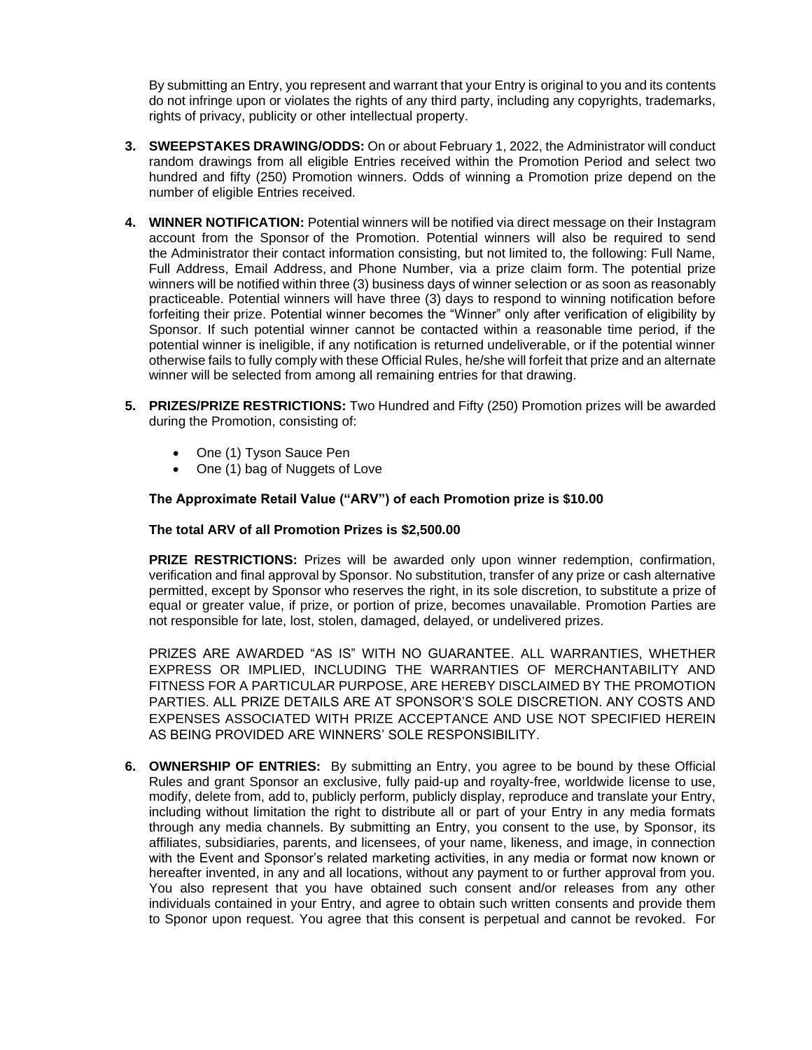By submitting an Entry, you represent and warrant that your Entry is original to you and its contents do not infringe upon or violates the rights of any third party, including any copyrights, trademarks, rights of privacy, publicity or other intellectual property.

3. **SWEEPSTAKES DRAWING/ODDS:** On or about February 1, 2022, the Administrator will conduct random drawings from all eligible Entries received within the Promotion Period and select two hundred and fifty (250) Promotion winners. Odds of winning a Promotion prize depend on the number of eligible Entries received.

4. **WINNER NOTIFICATION:** Potential winners will be notified via direct message on their Instagram account from the Sponsor of the Promotion. Potential winners will also be required to send the Administrator their contact information consisting, but not limited to, the following: Full Name, Full Address, Email Address, and Phone Number, via a prize claim form. The potential prize winners will be notified within three (3) business days of winner selection or as soon as reasonably practiceable. Potential winners will have three (3) days to respond to winning notification before forfeiting their prize. Potential winner becomes the "Winner" only after verification of eligibility by Sponsor. If such potential winner cannot be contacted within a reasonable time period, if the potential winner is ineligible, if any notification is returned undeliverable, or if the potential winner otherwise fails to fully comply with these Official Rules, he/she will forfeit that prize and an alternate winner will be selected from among all remaining entries for that drawing.

5. **PRIZES/PRIZE RESTRICTIONS:** Two Hundred and Fifty (250) Promotion prizes will be awarded during the Promotion, consisting of:

   - One (1) Tyson Sauce Pen
   - One (1) bag of Nuggets of Love

   **The Approximate Retail Value ("ARV") of each Promotion prize is $10.00**

   **The total ARV of all Promotion Prizes is $2,500.00**

   **PRIZE RESTRICTIONS:** Prizes will be awarded only upon winner redemption, confirmation, verification and final approval by Sponsor. No substitution, transfer of any prize or cash alternative permitted, except by Sponsor who reserves the right, in its sole discretion, to substitute a prize of equal or greater value, if prize, or portion of prize, becomes unavailable. Promotion Parties are not responsible for late, lost, stolen, damaged, delayed, or undelivered prizes.

   PRIZES ARE AWARDED "AS IS" WITH NO GUARANTEE. ALL WARRANTIES, WHETHER EXPRESS OR IMPLIED, INCLUDING THE WARRANTIES OF MERCHANTABILITY AND FITNESS FOR A PARTICULAR PURPOSE, ARE HEREBY DISCLAIMED BY THE PROMOTION PARTIES. ALL PRIZE DETAILS ARE AT SPONSOR'S SOLE DISCRETION. ANY COSTS AND EXPENSES ASSOCIATED WITH PRIZE ACCEPTANCE AND USE NOT SPECIFIED HEREIN AS BEING PROVIDED ARE WINNERS' SOLE RESPONSIBILITY.

6. **OWNERSHIP OF ENTRIES:** By submitting an Entry, you agree to be bound by these Official Rules and grant Sponsor an exclusive, fully paid-up and royalty-free, worldwide license to use, modify, delete from, add to, publicly perform, publicly display, reproduce and translate your Entry, including without limitation the right to distribute all or part of your Entry in any media formats through any media channels. By submitting an Entry, you consent to the use, by Sponsor, its affiliates, subsidiaries, parents, and licensees, of your name, likeness, and image, in connection with the Event and Sponsor's related marketing activities, in any media or format now known or hereafter invented, in any and all locations, without any payment to or further approval from you. You also represent that you have obtained such consent and/or releases from any other individuals contained in your Entry, and agree to obtain such written consents and provide them to Sponor upon request. You agree that this consent is perpetual and cannot be revoked. For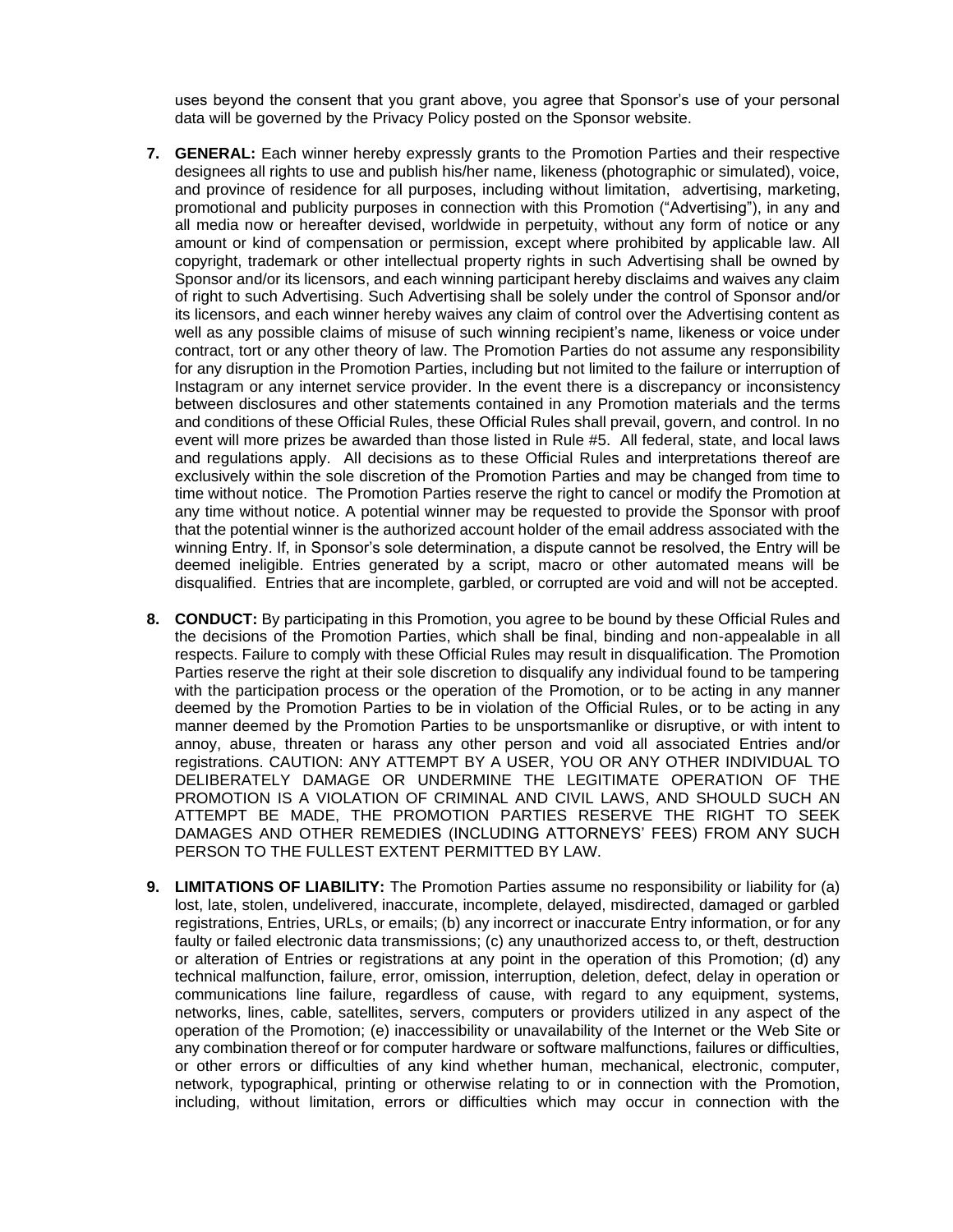uses beyond the consent that you grant above, you agree that Sponsor's use of your personal data will be governed by the Privacy Policy posted on the Sponsor website.

7. **GENERAL:** Each winner hereby expressly grants to the Promotion Parties and their respective designees all rights to use and publish his/her name, likeness (photographic or simulated), voice, and province of residence for all purposes, including without limitation, advertising, marketing, promotional and publicity purposes in connection with this Promotion ("Advertising"), in any and all media now or hereafter devised, worldwide in perpetuity, without any form of notice or any amount or kind of compensation or permission, except where prohibited by applicable law. All copyright, trademark or other intellectual property rights in such Advertising shall be owned by Sponsor and/or its licensors, and each winning participant hereby disclaims and waives any claim of right to such Advertising. Such Advertising shall be solely under the control of Sponsor and/or its licensors, and each winner hereby waives any claim of control over the Advertising content as well as any possible claims of misuse of such winning recipient's name, likeness or voice under contract, tort or any other theory of law. The Promotion Parties do not assume any responsibility for any disruption in the Promotion Parties, including but not limited to the failure or interruption of Instagram or any internet service provider. In the event there is a discrepancy or inconsistency between disclosures and other statements contained in any Promotion materials and the terms and conditions of these Official Rules, these Official Rules shall prevail, govern, and control. In no event will more prizes be awarded than those listed in Rule #5. All federal, state, and local laws and regulations apply. All decisions as to these Official Rules and interpretations thereof are exclusively within the sole discretion of the Promotion Parties and may be changed from time to time without notice. The Promotion Parties reserve the right to cancel or modify the Promotion at any time without notice. A potential winner may be requested to provide the Sponsor with proof that the potential winner is the authorized account holder of the email address associated with the winning Entry. If, in Sponsor's sole determination, a dispute cannot be resolved, the Entry will be deemed ineligible. Entries generated by a script, macro or other automated means will be disqualified. Entries that are incomplete, garbled, or corrupted are void and will not be accepted.

8. **CONDUCT:** By participating in this Promotion, you agree to be bound by these Official Rules and the decisions of the Promotion Parties, which shall be final, binding and non-appealable in all respects. Failure to comply with these Official Rules may result in disqualification. The Promotion Parties reserve the right at their sole discretion to disqualify any individual found to be tampering with the participation process or the operation of the Promotion, or to be acting in any manner deemed by the Promotion Parties to be in violation of the Official Rules, or to be acting in any manner deemed by the Promotion Parties to be unsportsmanlike or disruptive, or with intent to annoy, abuse, threaten or harass any other person and void all associated Entries and/or registrations. CAUTION: ANY ATTEMPT BY A USER, YOU OR ANY OTHER INDIVIDUAL TO DELIBERATELY DAMAGE OR UNDERMINE THE LEGITIMATE OPERATION OF THE PROMOTION IS A VIOLATION OF CRIMINAL AND CIVIL LAWS, AND SHOULD SUCH AN ATTEMPT BE MADE, THE PROMOTION PARTIES RESERVE THE RIGHT TO SEEK DAMAGES AND OTHER REMEDIES (INCLUDING ATTORNEYS' FEES) FROM ANY SUCH PERSON TO THE FULLEST EXTENT PERMITTED BY LAW.

9. **LIMITATIONS OF LIABILITY:** The Promotion Parties assume no responsibility or liability for (a) lost, late, stolen, undelivered, inaccurate, incomplete, delayed, misdirected, damaged or garbled registrations, Entries, URLs, or emails; (b) any incorrect or inaccurate Entry information, or for any faulty or failed electronic data transmissions; (c) any unauthorized access to, or theft, destruction or alteration of Entries or registrations at any point in the operation of this Promotion; (d) any technical malfunction, failure, error, omission, interruption, deletion, defect, delay in operation or communications line failure, regardless of cause, with regard to any equipment, systems, networks, lines, cable, satellites, servers, computers or providers utilized in any aspect of the operation of the Promotion; (e) inaccessibility or unavailability of the Internet or the Web Site or any combination thereof or for computer hardware or software malfunctions, failures or difficulties, or other errors or difficulties of any kind whether human, mechanical, electronic, computer, network, typographical, printing or otherwise relating to or in connection with the Promotion, including, without limitation, errors or difficulties which may occur in connection with the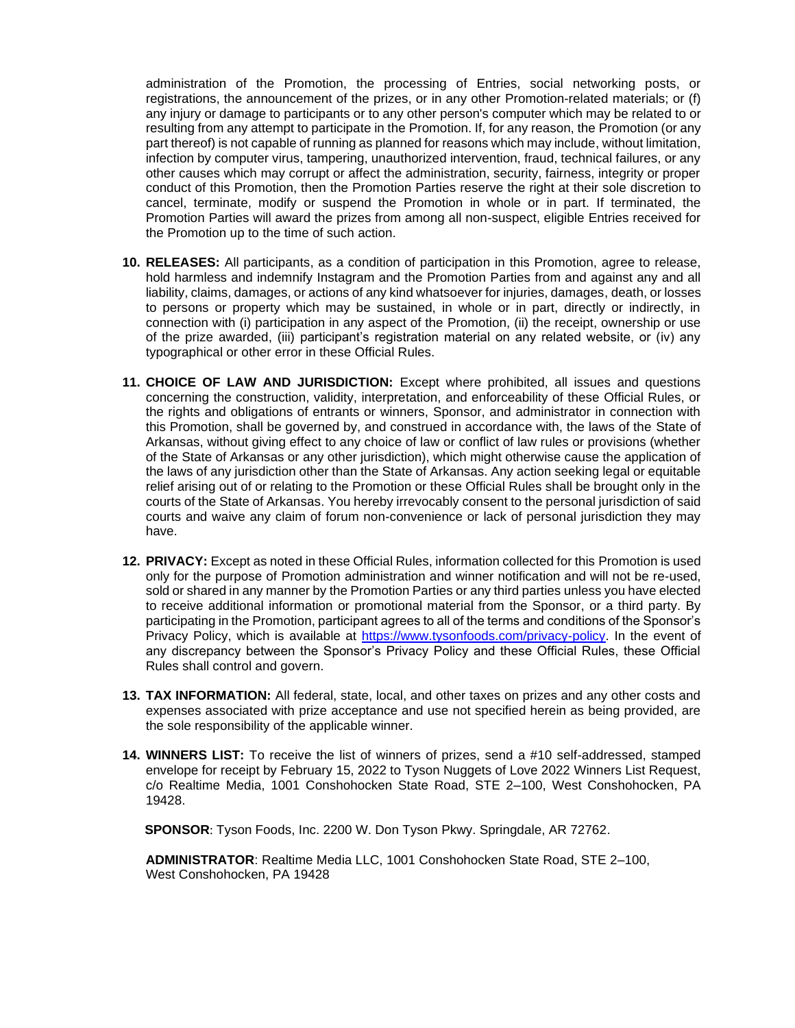administration of the Promotion, the processing of Entries, social networking posts, or registrations, the announcement of the prizes, or in any other Promotion-related materials; or (f) any injury or damage to participants or to any other person's computer which may be related to or resulting from any attempt to participate in the Promotion. If, for any reason, the Promotion (or any part thereof) is not capable of running as planned for reasons which may include, without limitation, infection by computer virus, tampering, unauthorized intervention, fraud, technical failures, or any other causes which may corrupt or affect the administration, security, fairness, integrity or proper conduct of this Promotion, then the Promotion Parties reserve the right at their sole discretion to cancel, terminate, modify or suspend the Promotion in whole or in part. If terminated, the Promotion Parties will award the prizes from among all non-suspect, eligible Entries received for the Promotion up to the time of such action.

10. **RELEASES:** All participants, as a condition of participation in this Promotion, agree to release, hold harmless and indemnify Instagram and the Promotion Parties from and against any and all liability, claims, damages, or actions of any kind whatsoever for injuries, damages, death, or losses to persons or property which may be sustained, in whole or in part, directly or indirectly, in connection with (i) participation in any aspect of the Promotion, (ii) the receipt, ownership or use of the prize awarded, (iii) participant's registration material on any related website, or (iv) any typographical or other error in these Official Rules.

11. **CHOICE OF LAW AND JURISDICTION:** Except where prohibited, all issues and questions concerning the construction, validity, interpretation, and enforceability of these Official Rules, or the rights and obligations of entrants or winners, Sponsor, and administrator in connection with this Promotion, shall be governed by, and construed in accordance with, the laws of the State of Arkansas, without giving effect to any choice of law or conflict of law rules or provisions (whether of the State of Arkansas or any other jurisdiction), which might otherwise cause the application of the laws of any jurisdiction other than the State of Arkansas. Any action seeking legal or equitable relief arising out of or relating to the Promotion or these Official Rules shall be brought only in the courts of the State of Arkansas. You hereby irrevocably consent to the personal jurisdiction of said courts and waive any claim of forum non-convenience or lack of personal jurisdiction they may have.

12. **PRIVACY:** Except as noted in these Official Rules, information collected for this Promotion is used only for the purpose of Promotion administration and winner notification and will not be re-used, sold or shared in any manner by the Promotion Parties or any third parties unless you have elected to receive additional information or promotional material from the Sponsor, or a third party. By participating in the Promotion, participant agrees to all of the terms and conditions of the Sponsor's Privacy Policy, which is available at [https://www.tysonfoods.com/privacy-policy](https://www.tysonfoods.com/privacy-policy). In the event of any discrepancy between the Sponsor's Privacy Policy and these Official Rules, these Official Rules shall control and govern.

13. **TAX INFORMATION:** All federal, state, local, and other taxes on prizes and any other costs and expenses associated with prize acceptance and use not specified herein as being provided, are the sole responsibility of the applicable winner.

14. **WINNERS LIST:** To receive the list of winners of prizes, send a #10 self-addressed, stamped envelope for receipt by February 15, 2022 to Tyson Nuggets of Love 2022 Winners List Request, c/o Realtime Media, 1001 Conshohocken State Road, STE 2–100, West Conshohocken, PA 19428.

**SPONSOR**: Tyson Foods, Inc. 2200 W. Don Tyson Pkwy. Springdale, AR 72762.

**ADMINISTRATOR**: Realtime Media LLC, 1001 Conshohocken State Road, STE 2–100, West Conshohocken, PA 19428